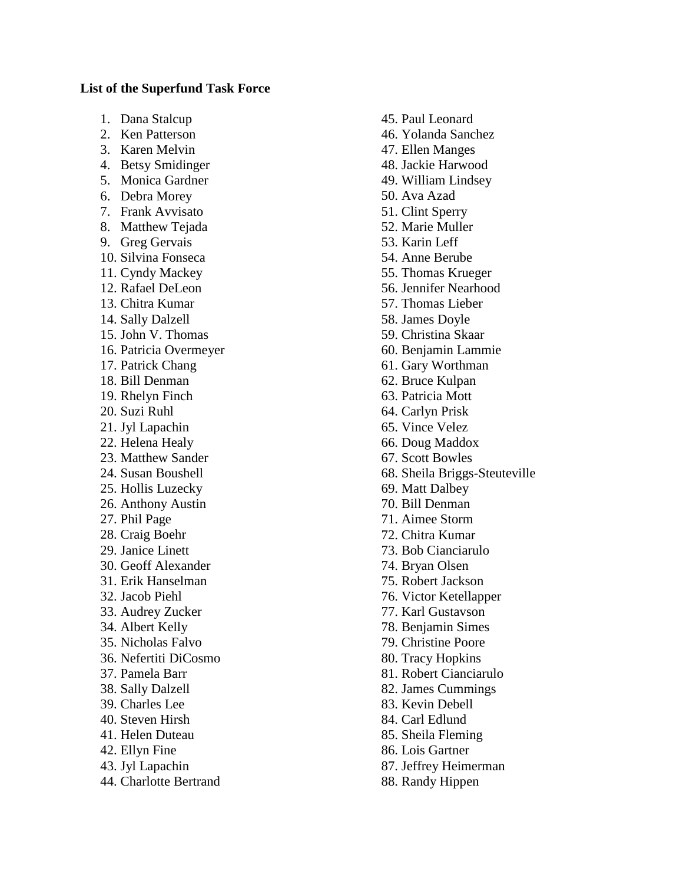**List of the Superfund Task Force**

1. Dana Stalcup
2. Ken Patterson
3. Karen Melvin
4. Betsy Smidinger
5. Monica Gardner
6. Debra Morey
7. Frank Avvisato
8. Matthew Tejada
9. Greg Gervais
10. Silvina Fonseca
11. Cyndy Mackey
12. Rafael DeLeon
13. Chitra Kumar
14. Sally Dalzell
15. John V. Thomas
16. Patricia Overmeyer
17. Patrick Chang
18. Bill Denman
19. Rhelyn Finch
20. Suzi Ruhl
21. Jyl Lapachin
22. Helena Healy
23. Matthew Sander
24. Susan Boushell
25. Hollis Luzecky
26. Anthony Austin
27. Phil Page
28. Craig Boehr
29. Janice Linett
30. Geoff Alexander
31. Erik Hanselman
32. Jacob Piehl
33. Audrey Zucker
34. Albert Kelly
35. Nicholas Falvo
36. Nefertiti DiCosmo
37. Pamela Barr
38. Sally Dalzell
39. Charles Lee
40. Steven Hirsh
41. Helen Duteau
42. Ellyn Fine
43. Jyl Lapachin
44. Charlotte Bertrand
45. Paul Leonard
46. Yolanda Sanchez
47. Ellen Manges
48. Jackie Harwood
49. William Lindsey
50. Ava Azad
51. Clint Sperry
52. Marie Muller
53. Karin Leff
54. Anne Berube
55. Thomas Krueger
56. Jennifer Nearhood
57. Thomas Lieber
58. James Doyle
59. Christina Skaar
60. Benjamin Lammie
61. Gary Worthman
62. Bruce Kulpan
63. Patricia Mott
64. Carlyn Prisk
65. Vince Velez
66. Doug Maddox
67. Scott Bowles
68. Sheila Briggs-Steuteville
69. Matt Dalbey
70. Bill Denman
71. Aimee Storm
72. Chitra Kumar
73. Bob Cianciarulo
74. Bryan Olsen
75. Robert Jackson
76. Victor Ketellapper
77. Karl Gustavson
78. Benjamin Simes
79. Christine Poore
80. Tracy Hopkins
81. Robert Cianciarulo
82. James Cummings
83. Kevin Debell
84. Carl Edlund
85. Sheila Fleming
86. Lois Gartner
87. Jeffrey Heimerman
88. Randy Hippen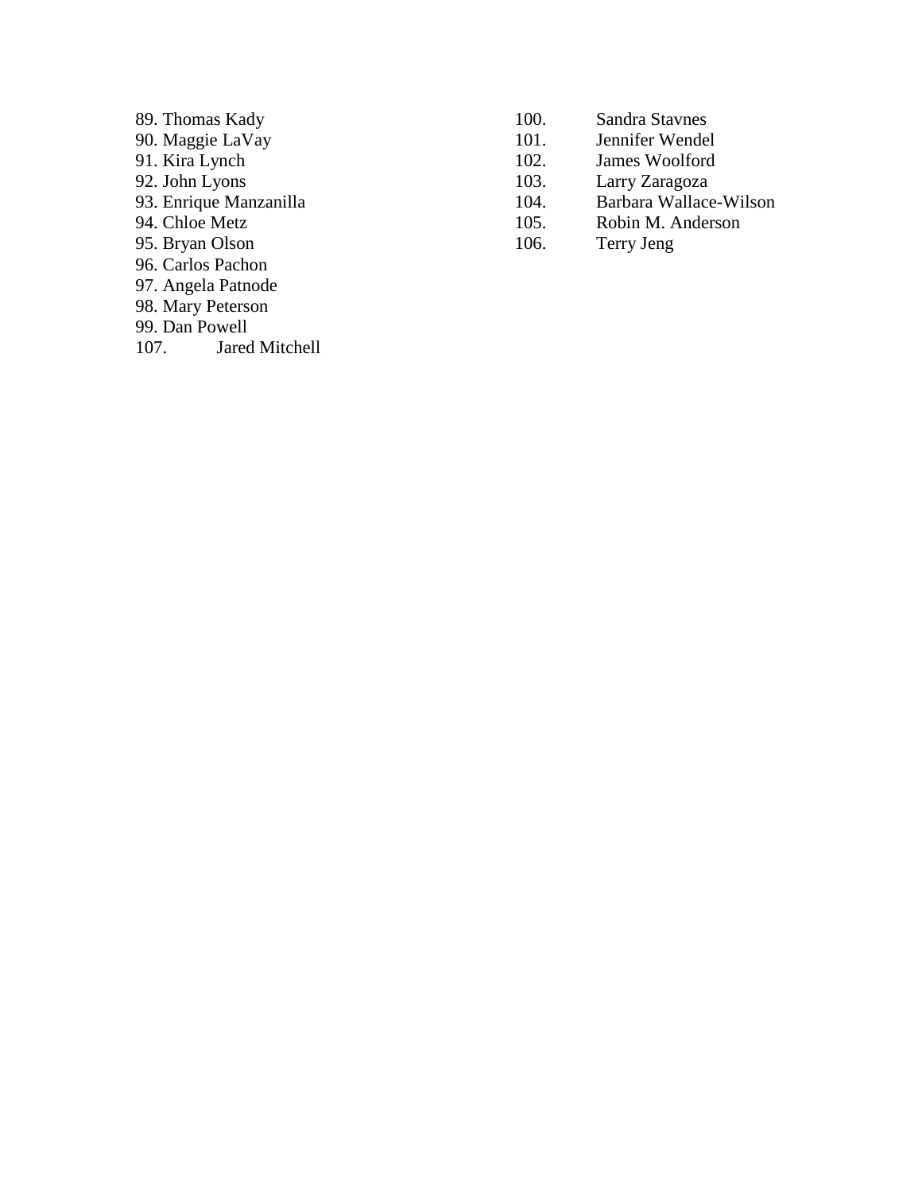89. Thomas Kady
90. Maggie LaVay
91. Kira Lynch
92. John Lyons
93. Enrique Manzanilla
94. Chloe Metz
95. Bryan Olson
96. Carlos Pachon
97. Angela Patnode
98. Mary Peterson
99. Dan Powell
107. Jared Mitchell

100. Sandra Stavnes
101. Jennifer Wendel
102. James Woolford
103. Larry Zaragoza
104. Barbara Wallace-Wilson
105. Robin M. Anderson
106. Terry Jeng